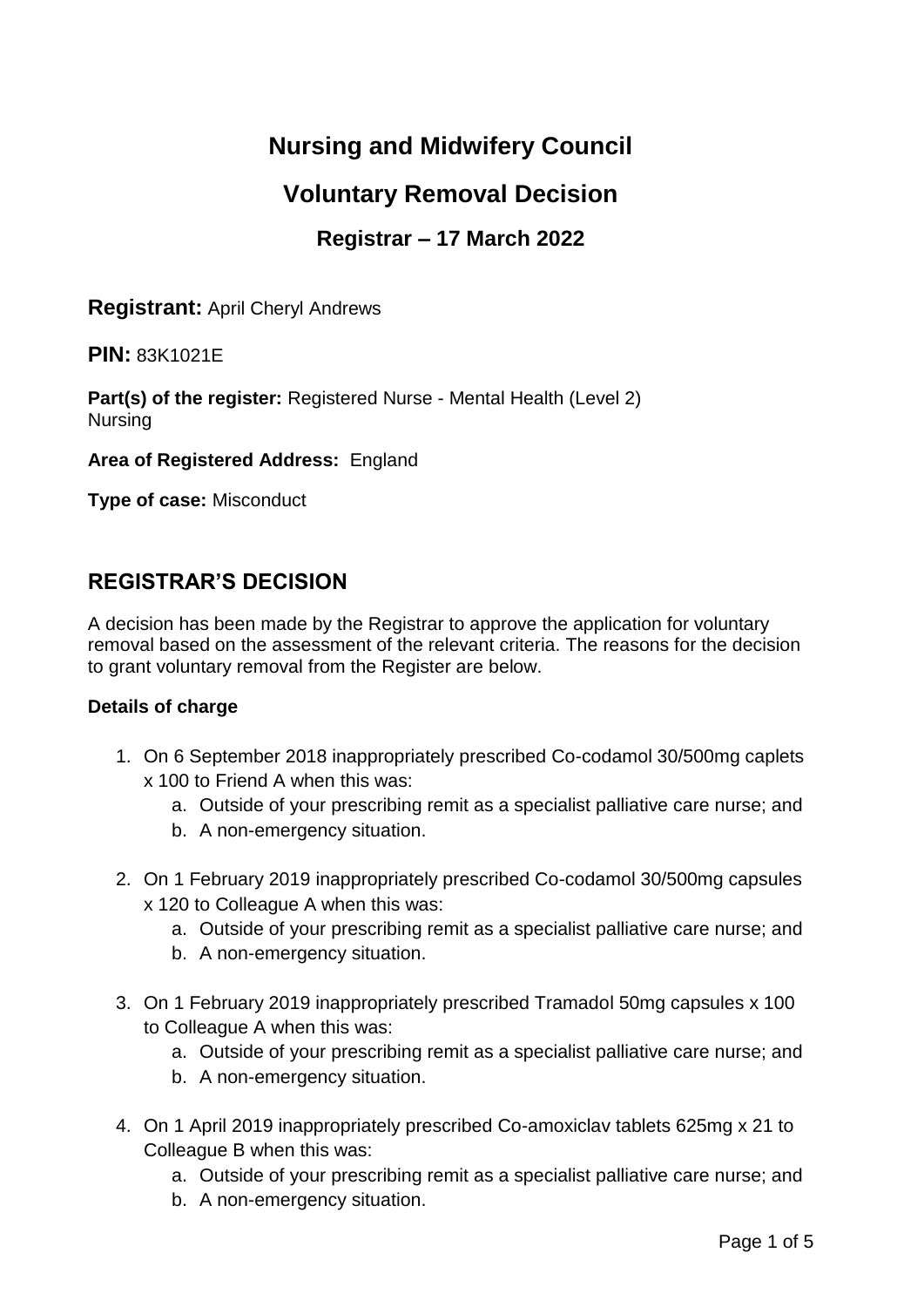# Nursing and Midwifery Council

## Voluntary Removal Decision

### Registrar – 17 March 2022

**Registrant:** April Cheryl Andrews

**PIN:** 83K1021E

**Part(s) of the register:** Registered Nurse - Mental Health (Level 2)
Nursing

**Area of Registered Address:** England

**Type of case:** Misconduct

## REGISTRAR'S DECISION

A decision has been made by the Registrar to approve the application for voluntary removal based on the assessment of the relevant criteria. The reasons for the decision to grant voluntary removal from the Register are below.

**Details of charge**

1. On 6 September 2018 inappropriately prescribed Co-codamol 30/500mg caplets x 100 to Friend A when this was:
   a. Outside of your prescribing remit as a specialist palliative care nurse; and
   b. A non-emergency situation.

2. On 1 February 2019 inappropriately prescribed Co-codamol 30/500mg capsules x 120 to Colleague A when this was:
   a. Outside of your prescribing remit as a specialist palliative care nurse; and
   b. A non-emergency situation.

3. On 1 February 2019 inappropriately prescribed Tramadol 50mg capsules x 100 to Colleague A when this was:
   a. Outside of your prescribing remit as a specialist palliative care nurse; and
   b. A non-emergency situation.

4. On 1 April 2019 inappropriately prescribed Co-amoxiclav tablets 625mg x 21 to Colleague B when this was:
   a. Outside of your prescribing remit as a specialist palliative care nurse; and
   b. A non-emergency situation.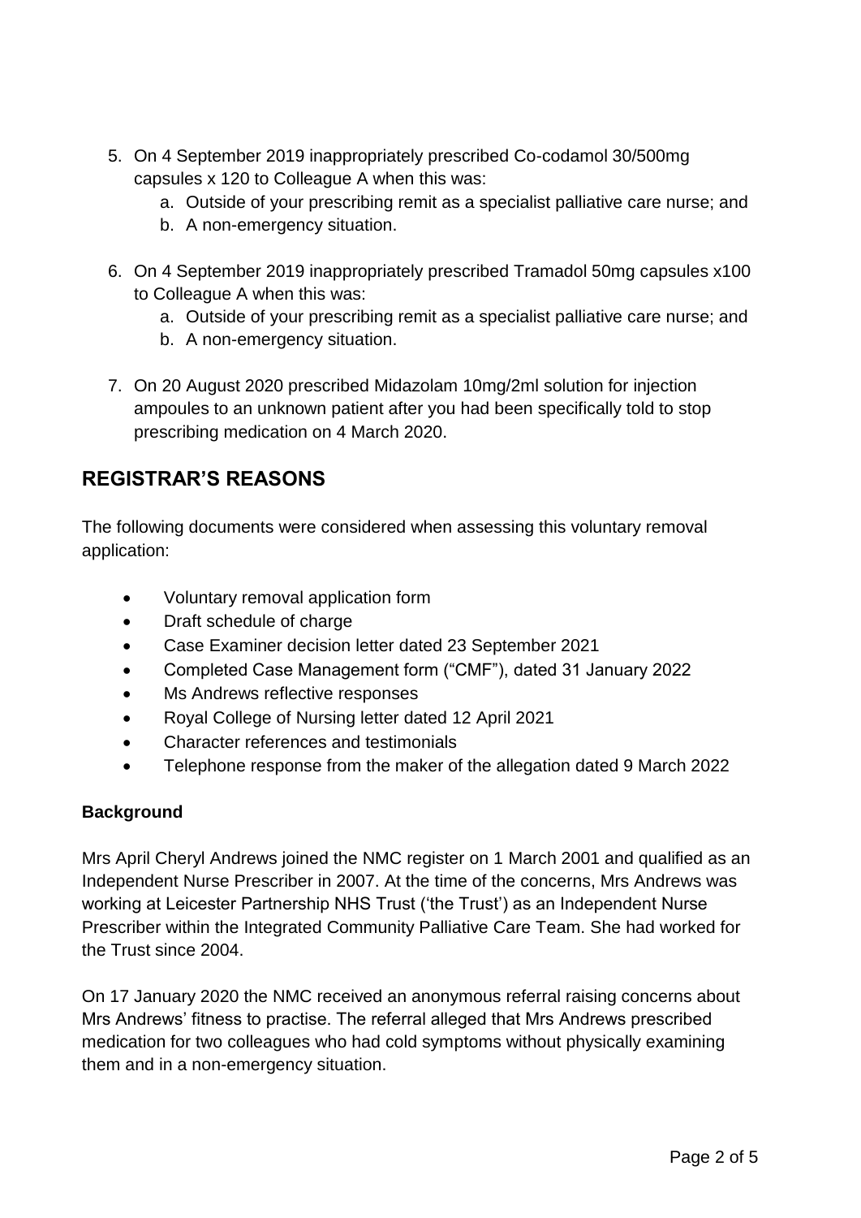5. On 4 September 2019 inappropriately prescribed Co-codamol 30/500mg capsules x 120 to Colleague A when this was:
   a. Outside of your prescribing remit as a specialist palliative care nurse; and
   b. A non-emergency situation.

6. On 4 September 2019 inappropriately prescribed Tramadol 50mg capsules x100 to Colleague A when this was:
   a. Outside of your prescribing remit as a specialist palliative care nurse; and
   b. A non-emergency situation.

7. On 20 August 2020 prescribed Midazolam 10mg/2ml solution for injection ampoules to an unknown patient after you had been specifically told to stop prescribing medication on 4 March 2020.

## REGISTRAR'S REASONS

The following documents were considered when assessing this voluntary removal application:

- Voluntary removal application form
- Draft schedule of charge
- Case Examiner decision letter dated 23 September 2021
- Completed Case Management form ("CMF"), dated 31 January 2022
- Ms Andrews reflective responses
- Royal College of Nursing letter dated 12 April 2021
- Character references and testimonials
- Telephone response from the maker of the allegation dated 9 March 2022

**Background**

Mrs April Cheryl Andrews joined the NMC register on 1 March 2001 and qualified as an Independent Nurse Prescriber in 2007. At the time of the concerns, Mrs Andrews was working at Leicester Partnership NHS Trust ('the Trust') as an Independent Nurse Prescriber within the Integrated Community Palliative Care Team. She had worked for the Trust since 2004.

On 17 January 2020 the NMC received an anonymous referral raising concerns about Mrs Andrews' fitness to practise. The referral alleged that Mrs Andrews prescribed medication for two colleagues who had cold symptoms without physically examining them and in a non-emergency situation.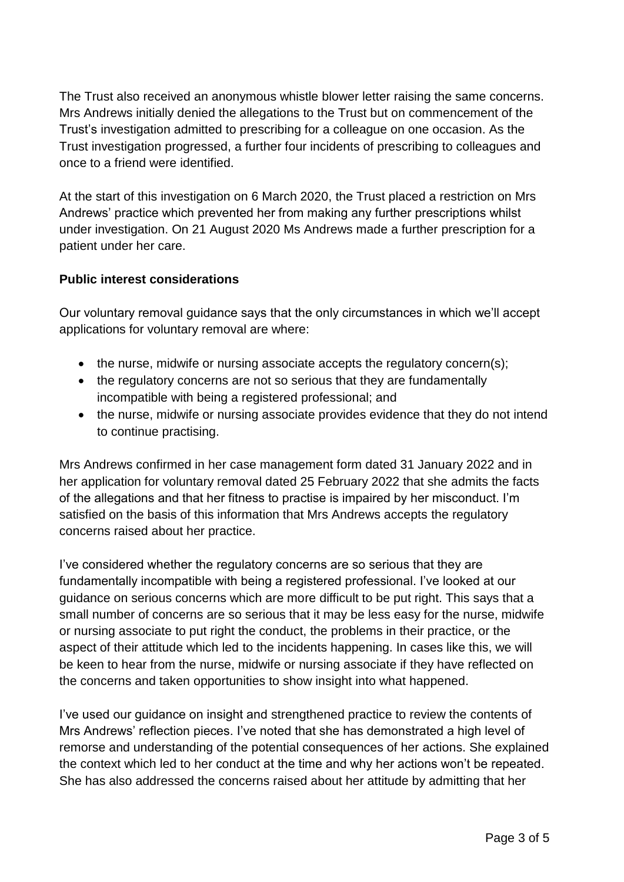The Trust also received an anonymous whistle blower letter raising the same concerns. Mrs Andrews initially denied the allegations to the Trust but on commencement of the Trust's investigation admitted to prescribing for a colleague on one occasion. As the Trust investigation progressed, a further four incidents of prescribing to colleagues and once to a friend were identified.

At the start of this investigation on 6 March 2020, the Trust placed a restriction on Mrs Andrews' practice which prevented her from making any further prescriptions whilst under investigation. On 21 August 2020 Ms Andrews made a further prescription for a patient under her care.

**Public interest considerations**

Our voluntary removal guidance says that the only circumstances in which we'll accept applications for voluntary removal are where:

- the nurse, midwife or nursing associate accepts the regulatory concern(s);
- the regulatory concerns are not so serious that they are fundamentally incompatible with being a registered professional; and
- the nurse, midwife or nursing associate provides evidence that they do not intend to continue practising.

Mrs Andrews confirmed in her case management form dated 31 January 2022 and in her application for voluntary removal dated 25 February 2022 that she admits the facts of the allegations and that her fitness to practise is impaired by her misconduct. I'm satisfied on the basis of this information that Mrs Andrews accepts the regulatory concerns raised about her practice.

I've considered whether the regulatory concerns are so serious that they are fundamentally incompatible with being a registered professional. I've looked at our guidance on serious concerns which are more difficult to be put right. This says that a small number of concerns are so serious that it may be less easy for the nurse, midwife or nursing associate to put right the conduct, the problems in their practice, or the aspect of their attitude which led to the incidents happening. In cases like this, we will be keen to hear from the nurse, midwife or nursing associate if they have reflected on the concerns and taken opportunities to show insight into what happened.

I've used our guidance on insight and strengthened practice to review the contents of Mrs Andrews' reflection pieces. I've noted that she has demonstrated a high level of remorse and understanding of the potential consequences of her actions. She explained the context which led to her conduct at the time and why her actions won't be repeated. She has also addressed the concerns raised about her attitude by admitting that her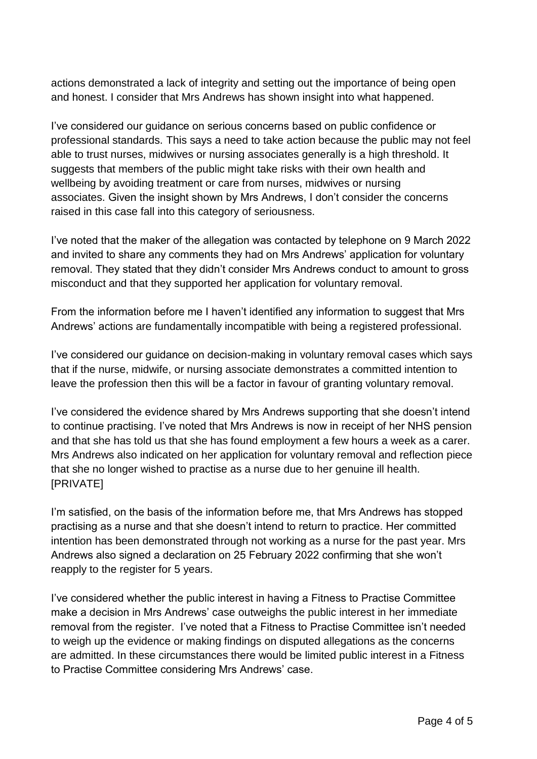actions demonstrated a lack of integrity and setting out the importance of being open and honest. I consider that Mrs Andrews has shown insight into what happened.

I've considered our guidance on serious concerns based on public confidence or professional standards. This says a need to take action because the public may not feel able to trust nurses, midwives or nursing associates generally is a high threshold. It suggests that members of the public might take risks with their own health and wellbeing by avoiding treatment or care from nurses, midwives or nursing associates. Given the insight shown by Mrs Andrews, I don't consider the concerns raised in this case fall into this category of seriousness.

I've noted that the maker of the allegation was contacted by telephone on 9 March 2022 and invited to share any comments they had on Mrs Andrews' application for voluntary removal. They stated that they didn't consider Mrs Andrews conduct to amount to gross misconduct and that they supported her application for voluntary removal.

From the information before me I haven't identified any information to suggest that Mrs Andrews' actions are fundamentally incompatible with being a registered professional.

I've considered our guidance on decision-making in voluntary removal cases which says that if the nurse, midwife, or nursing associate demonstrates a committed intention to leave the profession then this will be a factor in favour of granting voluntary removal.

I've considered the evidence shared by Mrs Andrews supporting that she doesn't intend to continue practising. I've noted that Mrs Andrews is now in receipt of her NHS pension and that she has told us that she has found employment a few hours a week as a carer. Mrs Andrews also indicated on her application for voluntary removal and reflection piece that she no longer wished to practise as a nurse due to her genuine ill health. [PRIVATE]

I'm satisfied, on the basis of the information before me, that Mrs Andrews has stopped practising as a nurse and that she doesn't intend to return to practice. Her committed intention has been demonstrated through not working as a nurse for the past year. Mrs Andrews also signed a declaration on 25 February 2022 confirming that she won't reapply to the register for 5 years.

I've considered whether the public interest in having a Fitness to Practise Committee make a decision in Mrs Andrews' case outweighs the public interest in her immediate removal from the register. I've noted that a Fitness to Practise Committee isn't needed to weigh up the evidence or making findings on disputed allegations as the concerns are admitted. In these circumstances there would be limited public interest in a Fitness to Practise Committee considering Mrs Andrews' case.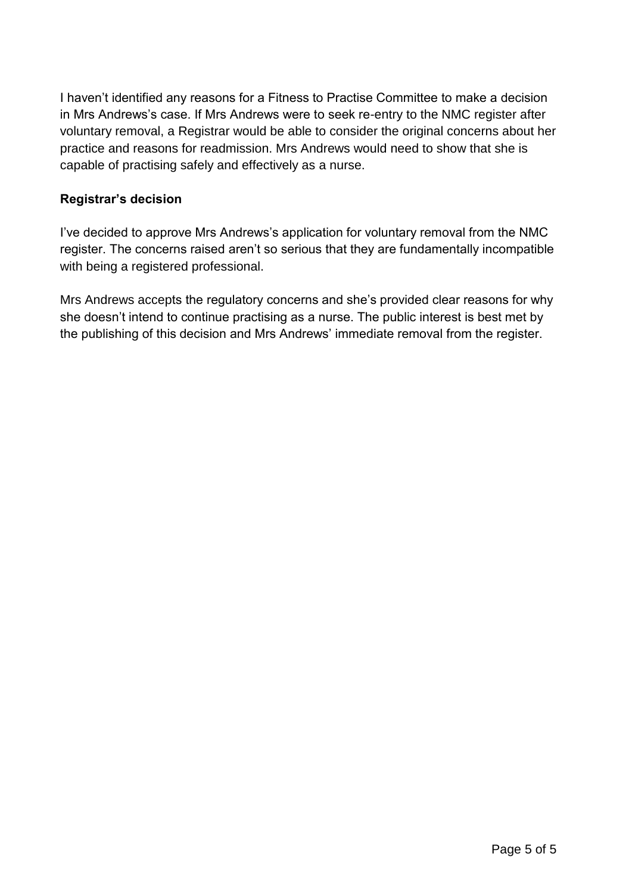I haven't identified any reasons for a Fitness to Practise Committee to make a decision in Mrs Andrews's case. If Mrs Andrews were to seek re-entry to the NMC register after voluntary removal, a Registrar would be able to consider the original concerns about her practice and reasons for readmission. Mrs Andrews would need to show that she is capable of practising safely and effectively as a nurse.

**Registrar's decision**

I've decided to approve Mrs Andrews's application for voluntary removal from the NMC register. The concerns raised aren't so serious that they are fundamentally incompatible with being a registered professional.

Mrs Andrews accepts the regulatory concerns and she's provided clear reasons for why she doesn't intend to continue practising as a nurse. The public interest is best met by the publishing of this decision and Mrs Andrews' immediate removal from the register.